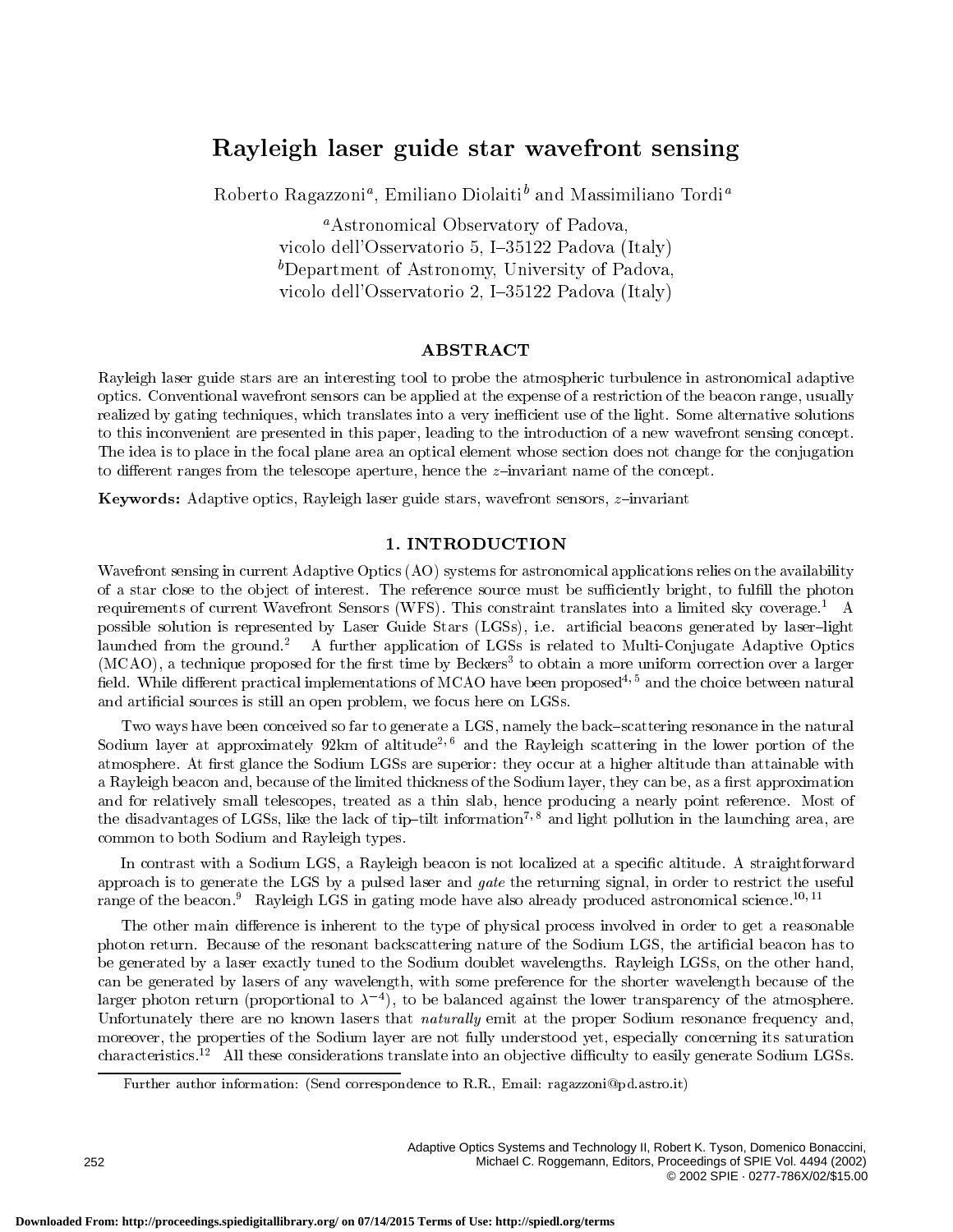# Rayleigh laser guide star wavefront sensing

Roberto Ragazzoni[a], Emiliano Diolaiti[b] and Massimiliano Tordi[a]

[a]Astronomical Observatory of Padova,
vicolo dell'Osservatorio 5, I–35122 Padova (Italy)
[b]Department of Astronomy, University of Padova,
vicolo dell'Osservatorio 2, I–35122 Padova (Italy)

## ABSTRACT

Rayleigh laser guide stars are an interesting tool to probe the atmospheric turbulence in astronomical adaptive optics. Conventional wavefront sensors can be applied at the expense of a restriction of the beacon range, usually realized by gating techniques, which translates into a very inefficient use of the light. Some alternative solutions to this inconvenient are presented in this paper, leading to the introduction of a new wavefront sensing concept. The idea is to place in the focal plane area an optical element whose section does not change for the conjugation to different ranges from the telescope aperture, hence the $z$–invariant name of the concept.

**Keywords:** Adaptive optics, Rayleigh laser guide stars, wavefront sensors, $z$–invariant

## 1. INTRODUCTION

Wavefront sensing in current Adaptive Optics (AO) systems for astronomical applications relies on the availability of a star close to the object of interest. The reference source must be sufficiently bright, to fulfill the photon requirements of current Wavefront Sensors (WFS). This constraint translates into a limited sky coverage.[1] A possible solution is represented by Laser Guide Stars (LGSs), i.e. artificial beacons generated by laser–light launched from the ground.[2] A further application of LGSs is related to Multi-Conjugate Adaptive Optics (MCAO), a technique proposed for the first time by Beckers[3] to obtain a more uniform correction over a larger field. While different practical implementations of MCAO have been proposed[4,5] and the choice between natural and artificial sources is still an open problem, we focus here on LGSs.

Two ways have been conceived so far to generate a LGS, namely the back–scattering resonance in the natural Sodium layer at approximately 92km of altitude[2,6] and the Rayleigh scattering in the lower portion of the atmosphere. At first glance the Sodium LGSs are superior: they occur at a higher altitude than attainable with a Rayleigh beacon and, because of the limited thickness of the Sodium layer, they can be, as a first approximation and for relatively small telescopes, treated as a thin slab, hence producing a nearly point reference. Most of the disadvantages of LGSs, like the lack of tip–tilt information[7,8] and light pollution in the launching area, are common to both Sodium and Rayleigh types.

In contrast with a Sodium LGS, a Rayleigh beacon is not localized at a specific altitude. A straightforward approach is to generate the LGS by a pulsed laser and *gate* the returning signal, in order to restrict the useful range of the beacon.[9] Rayleigh LGS in gating mode have also already produced astronomical science.[10,11]

The other main difference is inherent to the type of physical process involved in order to get a reasonable photon return. Because of the resonant backscattering nature of the Sodium LGS, the artificial beacon has to be generated by a laser exactly tuned to the Sodium doublet wavelengths. Rayleigh LGSs, on the other hand, can be generated by lasers of any wavelength, with some preference for the shorter wavelength because of the larger photon return (proportional to $\lambda^{-4}$), to be balanced against the lower transparency of the atmosphere. Unfortunately there are no known lasers that *naturally* emit at the proper Sodium resonance frequency and, moreover, the properties of the Sodium layer are not fully understood yet, especially concerning its saturation characteristics.[12] All these considerations translate into an objective difficulty to easily generate Sodium LGSs.

Further author information: (Send correspondence to R.R., Email: ragazzoni@pd.astro.it)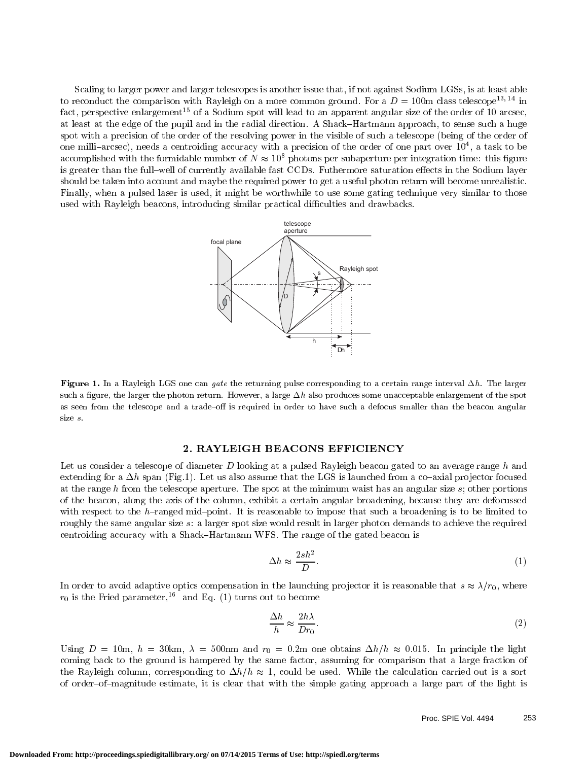Scaling to larger power and larger telescopes is another issue that, if not against Sodium LGSs, is at least able to reconduct the comparison with Rayleigh on a more common ground. For a $D = 100$m class telescope[13, 14] in fact, perspective enlargement[15] of a Sodium spot will lead to an apparent angular size of the order of 10 arcsec, at least at the edge of the pupil and in the radial direction. A Shack–Hartmann approach, to sense such a huge spot with a precision of the order of the resolving power in the visible of such a telescope (being of the order of one milli–arcsec), needs a centroiding accuracy with a precision of the order of one part over $10^4$, a task to be accomplished with the formidable number of $N \approx 10^8$ photons per subaperture per integration time: this figure is greater than the full–well of currently available fast CCDs. Futhermore saturation effects in the Sodium layer should be taken into account and maybe the required power to get a useful photon return will become unrealistic. Finally, when a pulsed laser is used, it might be worthwhile to use some gating technique very similar to those used with Rayleigh beacons, introducing similar practical difficulties and drawbacks.

**Figure 1.** In a Rayleigh LGS one can *gate* the returning pulse corresponding to a certain range interval $\Delta h$. The larger such a figure, the larger the photon return. However, a large $\Delta h$ also produces some unacceptable enlargement of the spot as seen from the telescope and a trade–off is required in order to have such a defocus smaller than the beacon angular size $s$.

## 2. RAYLEIGH BEACONS EFFICIENCY

Let us consider a telescope of diameter $D$ looking at a pulsed Rayleigh beacon gated to an average range $h$ and extending for a $\Delta h$ span (Fig.1). Let us also assume that the LGS is launched from a co–axial projector focused at the range $h$ from the telescope aperture. The spot at the minimum waist has an angular size $s$; other portions of the beacon, along the axis of the column, exhibit a certain angular broadening, because they are defocussed with respect to the $h$–ranged mid–point. It is reasonable to impose that such a broadening is to be limited to roughly the same angular size $s$: a larger spot size would result in larger photon demands to achieve the required centroiding accuracy with a Shack–Hartmann WFS. The range of the gated beacon is

$$\Delta h \approx \frac{2sh^2}{D}. \tag{1}$$

In order to avoid adaptive optics compensation in the launching projector it is reasonable that $s \approx \lambda/r_0$, where $r_0$ is the Fried parameter,[16] and Eq. (1) turns out to become

$$\frac{\Delta h}{h} \approx \frac{2h\lambda}{Dr_0}. \tag{2}$$

Using $D = 10$m, $h = 30$km, $\lambda = 500$nm and $r_0 = 0.2$m one obtains $\Delta h/h \approx 0.015$. In principle the light coming back to the ground is hampered by the same factor, assuming for comparison that a large fraction of the Rayleigh column, corresponding to $\Delta h/h \approx 1$, could be used. While the calculation carried out is a sort of order–of–magnitude estimate, it is clear that with the simple gating approach a large part of the light is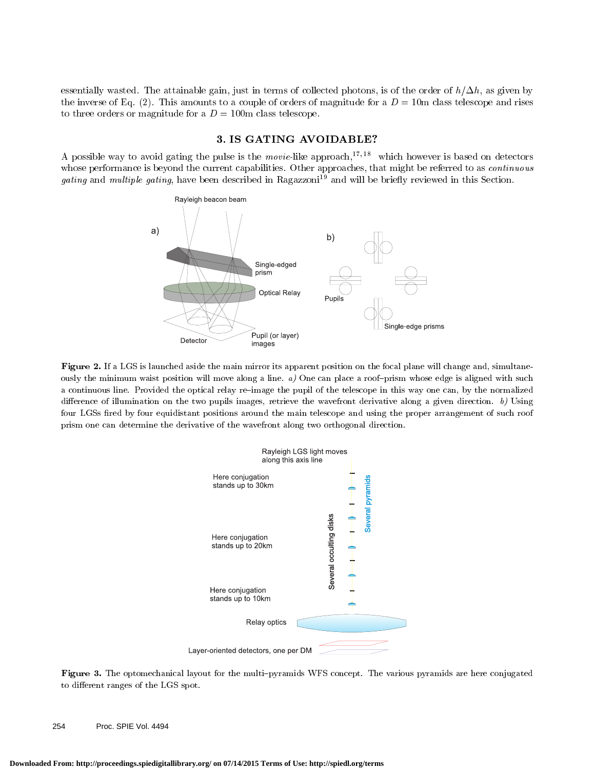essentially wasted. The attainable gain, just in terms of collected photons, is of the order of $h/\Delta h$, as given by the inverse of Eq. (2). This amounts to a couple of orders of magnitude for a $D = 10$m class telescope and rises to three orders or magnitude for a $D = 100$m class telescope.

## 3. IS GATING AVOIDABLE?

A possible way to avoid gating the pulse is the *movie*-like approach,[17,18] which however is based on detectors whose performance is beyond the current capabilities. Other approaches, that might be referred to as *continuous gating* and *multiple gating*, have been described in Ragazzoni[19] and will be briefly reviewed in this Section.

**Figure 2.** If a LGS is launched aside the main mirror its apparent position on the focal plane will change and, simultaneously the minimum waist position will move along a line. *a)* One can place a roof–prism whose edge is aligned with such a continuous line. Provided the optical relay re–image the pupil of the telescope in this way one can, by the normalized difference of illumination on the two pupils images, retrieve the wavefront derivative along a given direction. *b)* Using four LGSs fired by four equidistant positions around the main telescope and using the proper arrangement of such roof prism one can determine the derivative of the wavefront along two orthogonal direction.

**Figure 3.** The optomechanical layout for the multi–pyramids WFS concept. The various pyramids are here conjugated to different ranges of the LGS spot.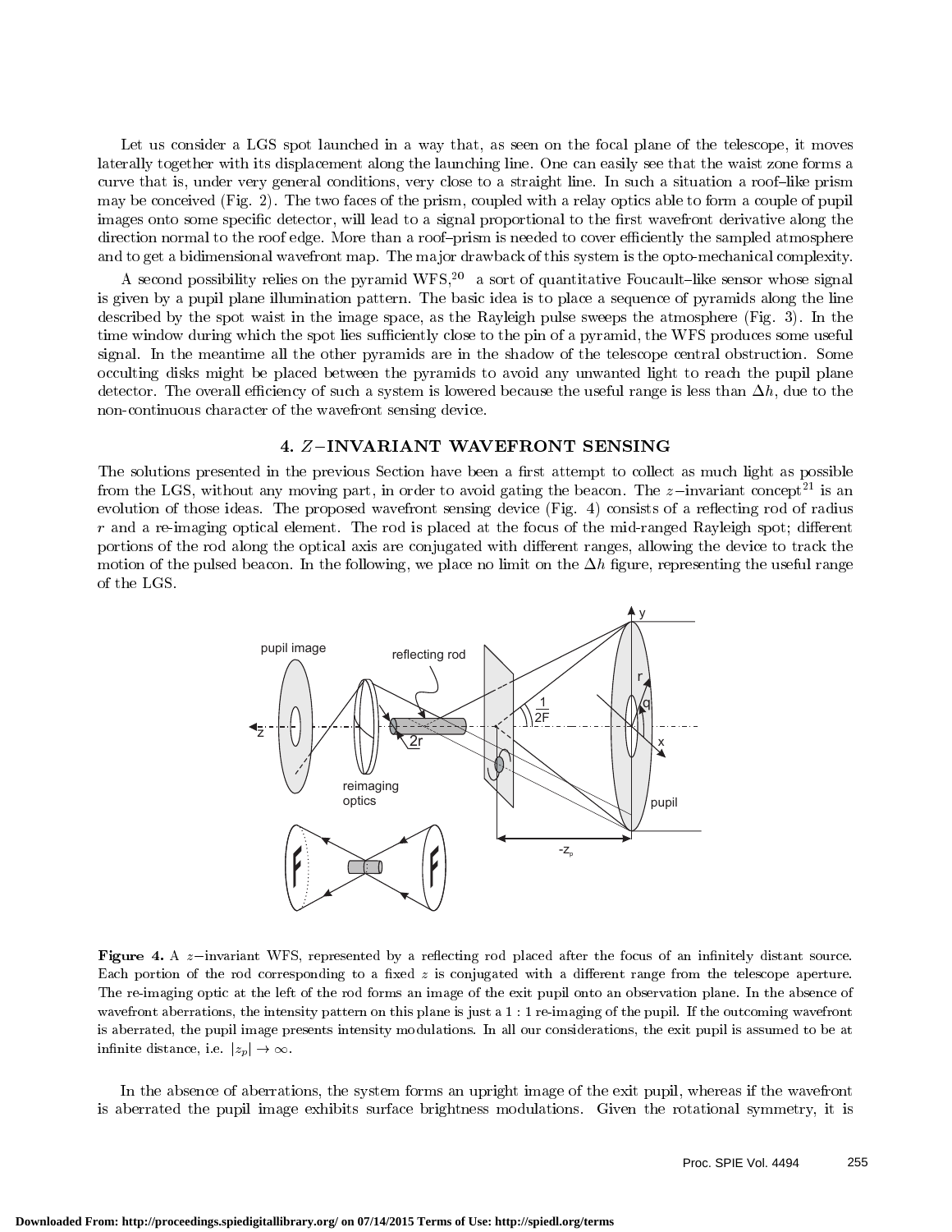Let us consider a LGS spot launched in a way that, as seen on the focal plane of the telescope, it moves laterally together with its displacement along the launching line. One can easily see that the waist zone forms a curve that is, under very general conditions, very close to a straight line. In such a situation a roof–like prism may be conceived (Fig. 2). The two faces of the prism, coupled with a relay optics able to form a couple of pupil images onto some specific detector, will lead to a signal proportional to the first wavefront derivative along the direction normal to the roof edge. More than a roof–prism is needed to cover efficiently the sampled atmosphere and to get a bidimensional wavefront map. The major drawback of this system is the opto-mechanical complexity.

A second possibility relies on the pyramid WFS,[20] a sort of quantitative Foucault–like sensor whose signal is given by a pupil plane illumination pattern. The basic idea is to place a sequence of pyramids along the line described by the spot waist in the image space, as the Rayleigh pulse sweeps the atmosphere (Fig. 3). In the time window during which the spot lies sufficiently close to the pin of a pyramid, the WFS produces some useful signal. In the meantime all the other pyramids are in the shadow of the telescope central obstruction. Some occulting disks might be placed between the pyramids to avoid any unwanted light to reach the pupil plane detector. The overall efficiency of such a system is lowered because the useful range is less than $\Delta h$, due to the non-continuous character of the wavefront sensing device.

## 4. $Z$–INVARIANT WAVEFRONT SENSING

The solutions presented in the previous Section have been a first attempt to collect as much light as possible from the LGS, without any moving part, in order to avoid gating the beacon. The $z$–invariant concept[21] is an evolution of those ideas. The proposed wavefront sensing device (Fig. 4) consists of a reflecting rod of radius $r$ and a re-imaging optical element. The rod is placed at the focus of the mid-ranged Rayleigh spot; different portions of the rod along the optical axis are conjugated with different ranges, allowing the device to track the motion of the pulsed beacon. In the following, we place no limit on the $\Delta h$ figure, representing the useful range of the LGS.

**Figure 4.** A $z$–invariant WFS, represented by a reflecting rod placed after the focus of an infinitely distant source. Each portion of the rod corresponding to a fixed $z$ is conjugated with a different range from the telescope aperture. The re-imaging optic at the left of the rod forms an image of the exit pupil onto an observation plane. In the absence of wavefront aberrations, the intensity pattern on this plane is just a 1 : 1 re-imaging of the pupil. If the outcoming wavefront is aberrated, the pupil image presents intensity modulations. In all our considerations, the exit pupil is assumed to be at infinite distance, i.e. $|z_p| \to \infty$.

In the absence of aberrations, the system forms an upright image of the exit pupil, whereas if the wavefront is aberrated the pupil image exhibits surface brightness modulations. Given the rotational symmetry, it is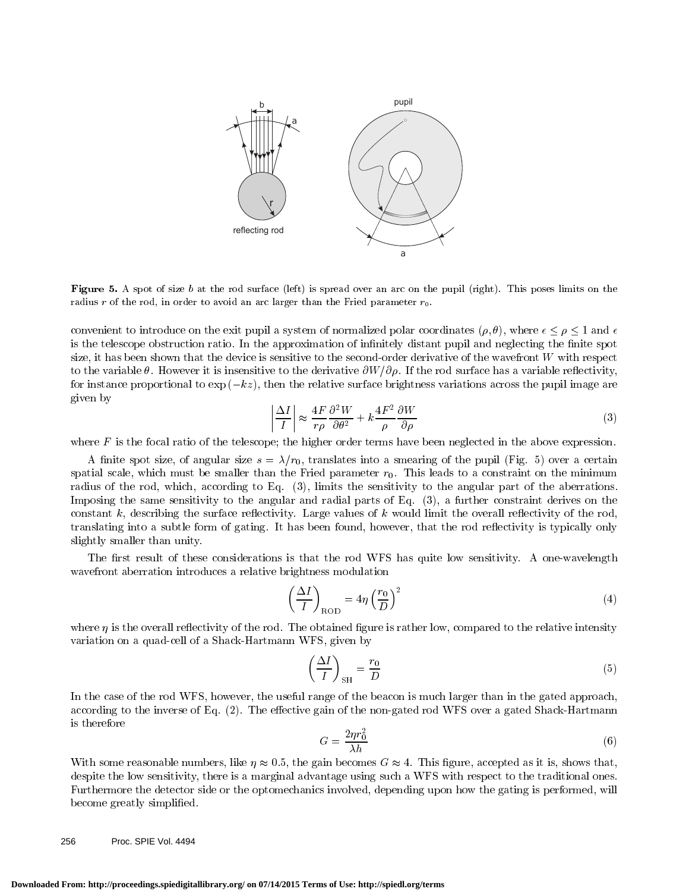**Figure 5.** A spot of size $b$ at the rod surface (left) is spread over an arc on the pupil (right). This poses limits on the radius $r$ of the rod, in order to avoid an arc larger than the Fried parameter $r_0$.

convenient to introduce on the exit pupil a system of normalized polar coordinates $(\rho, \theta)$, where $\epsilon \leq \rho \leq 1$ and $\epsilon$ is the telescope obstruction ratio. In the approximation of infinitely distant pupil and neglecting the finite spot size, it has been shown that the device is sensitive to the second-order derivative of the wavefront $W$ with respect to the variable $\theta$. However it is insensitive to the derivative $\partial W / \partial \rho$. If the rod surface has a variable reflectivity, for instance proportional to $\exp(-kz)$, then the relative surface brightness variations across the pupil image are given by

$$\left| \frac{\Delta I}{I} \right| \approx \frac{4F}{r\rho} \frac{\partial^2 W}{\partial \theta^2} + k \frac{4F^2}{\rho} \frac{\partial W}{\partial \rho} \tag{3}$$

where $F$ is the focal ratio of the telescope; the higher order terms have been neglected in the above expression.

A finite spot size, of angular size $s = \lambda / r_0$, translates into a smearing of the pupil (Fig. 5) over a certain spatial scale, which must be smaller than the Fried parameter $r_0$. This leads to a constraint on the minimum radius of the rod, which, according to Eq. (3), limits the sensitivity to the angular part of the aberrations. Imposing the same sensitivity to the angular and radial parts of Eq. (3), a further constraint derives on the constant $k$, describing the surface reflectivity. Large values of $k$ would limit the overall reflectivity of the rod, translating into a subtle form of gating. It has been found, however, that the rod reflectivity is typically only slightly smaller than unity.

The first result of these considerations is that the rod WFS has quite low sensitivity. A one-wavelength wavefront aberration introduces a relative brightness modulation

$$\left( \frac{\Delta I}{I} \right)_{\mathrm{ROD}} = 4\eta \left( \frac{r_0}{D} \right)^2 \tag{4}$$

where $\eta$ is the overall reflectivity of the rod. The obtained figure is rather low, compared to the relative intensity variation on a quad-cell of a Shack-Hartmann WFS, given by

$$\left( \frac{\Delta I}{I} \right)_{\mathrm{SH}} = \frac{r_0}{D} \tag{5}$$

In the case of the rod WFS, however, the useful range of the beacon is much larger than in the gated approach, according to the inverse of Eq. (2). The effective gain of the non-gated rod WFS over a gated Shack-Hartmann is therefore

$$G = \frac{2\eta r_0^2}{\lambda h} \tag{6}$$

With some reasonable numbers, like $\eta \approx 0.5$, the gain becomes $G \approx 4$. This figure, accepted as it is, shows that, despite the low sensitivity, there is a marginal advantage using such a WFS with respect to the traditional ones. Furthermore the detector side or the optomechanics involved, depending upon how the gating is performed, will become greatly simplified.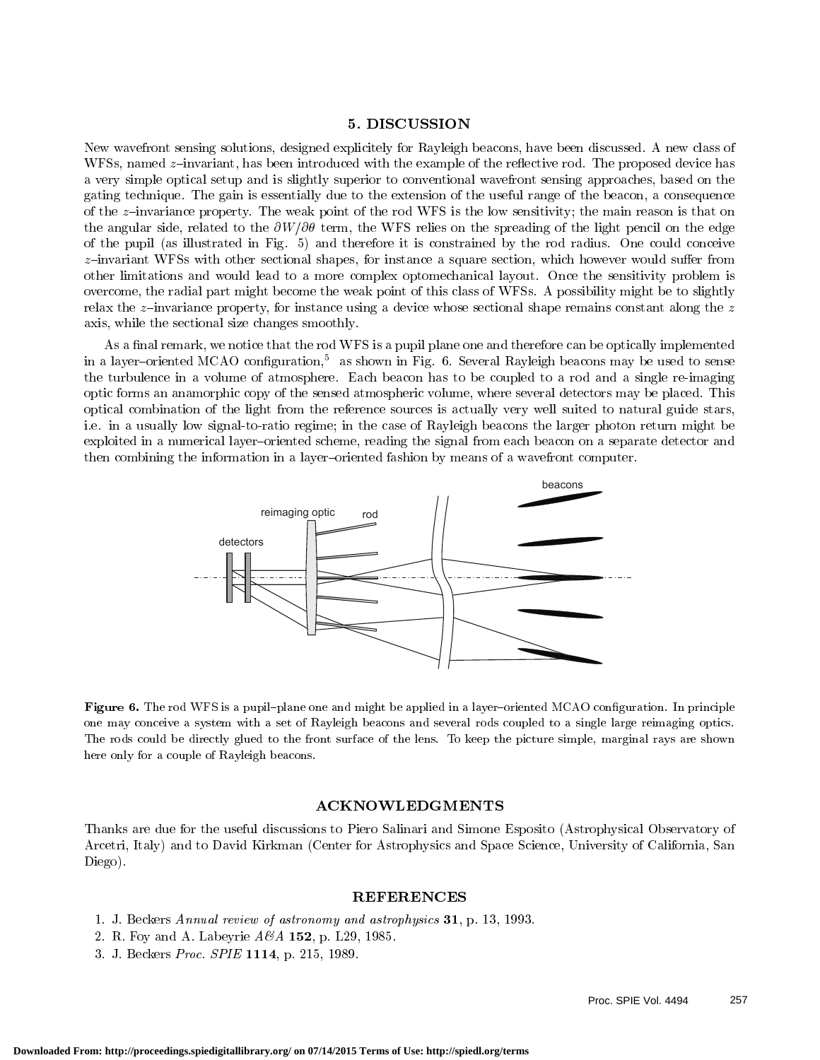## 5. DISCUSSION

New wavefront sensing solutions, designed explicitely for Rayleigh beacons, have been discussed. A new class of WFSs, named $z$–invariant, has been introduced with the example of the reflective rod. The proposed device has a very simple optical setup and is slightly superior to conventional wavefront sensing approaches, based on the gating technique. The gain is essentially due to the extension of the useful range of the beacon, a consequence of the $z$–invariance property. The weak point of the rod WFS is the low sensitivity; the main reason is that on the angular side, related to the $\partial W/\partial\theta$ term, the WFS relies on the spreading of the light pencil on the edge of the pupil (as illustrated in Fig. 5) and therefore it is constrained by the rod radius. One could conceive $z$–invariant WFSs with other sectional shapes, for instance a square section, which however would suffer from other limitations and would lead to a more complex optomechanical layout. Once the sensitivity problem is overcome, the radial part might become the weak point of this class of WFSs. A possibility might be to slightly relax the $z$–invariance property, for instance using a device whose sectional shape remains constant along the $z$ axis, while the sectional size changes smoothly.

As a final remark, we notice that the rod WFS is a pupil plane one and therefore can be optically implemented in a layer–oriented MCAO configuration,[5] as shown in Fig. 6. Several Rayleigh beacons may be used to sense the turbulence in a volume of atmosphere. Each beacon has to be coupled to a rod and a single re-imaging optic forms an anamorphic copy of the sensed atmospheric volume, where several detectors may be placed. This optical combination of the light from the reference sources is actually very well suited to natural guide stars, i.e. in a usually low signal-to-ratio regime; in the case of Rayleigh beacons the larger photon return might be exploited in a numerical layer–oriented scheme, reading the signal from each beacon on a separate detector and then combining the information in a layer–oriented fashion by means of a wavefront computer.

**Figure 6.** The rod WFS is a pupil–plane one and might be applied in a layer–oriented MCAO configuration. In principle one may conceive a system with a set of Rayleigh beacons and several rods coupled to a single large reimaging optics. The rods could be directly glued to the front surface of the lens. To keep the picture simple, marginal rays are shown here only for a couple of Rayleigh beacons.

## ACKNOWLEDGMENTS

Thanks are due for the useful discussions to Piero Salinari and Simone Esposito (Astrophysical Observatory of Arcetri, Italy) and to David Kirkman (Center for Astrophysics and Space Science, University of California, San Diego).

## REFERENCES

1. J. Beckers *Annual review of astronomy and astrophysics* **31**, p. 13, 1993.
2. R. Foy and A. Labeyrie *A&A* **152**, p. L29, 1985.
3. J. Beckers *Proc. SPIE* **1114**, p. 215, 1989.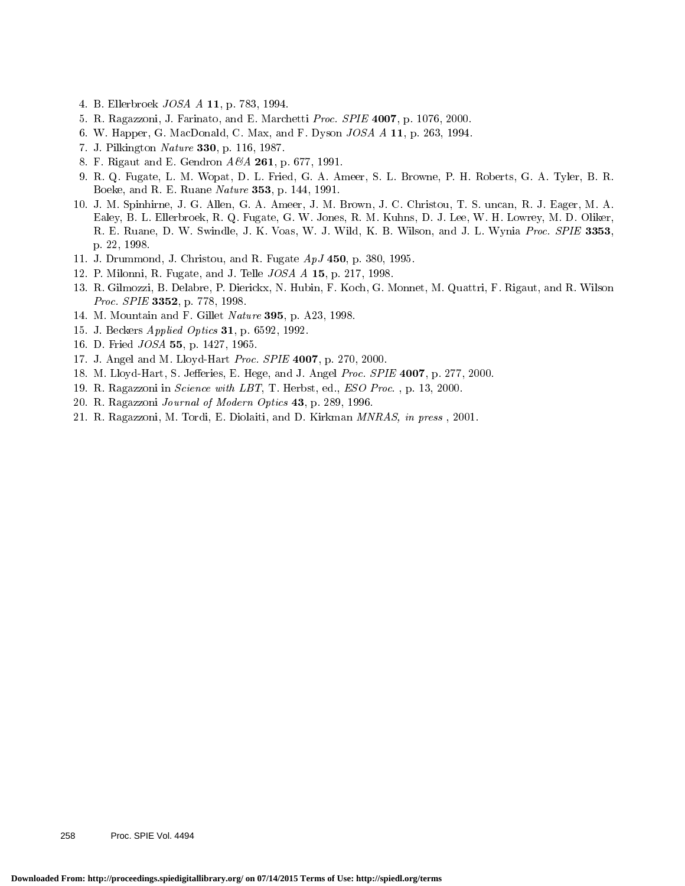4. B. Ellerbroek *JOSA A* **11**, p. 783, 1994.
5. R. Ragazzoni, J. Farinato, and E. Marchetti *Proc. SPIE* **4007**, p. 1076, 2000.
6. W. Happer, G. MacDonald, C. Max, and F. Dyson *JOSA A* **11**, p. 263, 1994.
7. J. Pilkington *Nature* **330**, p. 116, 1987.
8. F. Rigaut and E. Gendron *A&A* **261**, p. 677, 1991.
9. R. Q. Fugate, L. M. Wopat, D. L. Fried, G. A. Ameer, S. L. Browne, P. H. Roberts, G. A. Tyler, B. R. Boeke, and R. E. Ruane *Nature* **353**, p. 144, 1991.
10. J. M. Spinhirne, J. G. Allen, G. A. Ameer, J. M. Brown, J. C. Christou, T. S. uncan, R. J. Eager, M. A. Ealey, B. L. Ellerbroek, R. Q. Fugate, G. W. Jones, R. M. Kuhns, D. J. Lee, W. H. Lowrey, M. D. Oliker, R. E. Ruane, D. W. Swindle, J. K. Voas, W. J. Wild, K. B. Wilson, and J. L. Wynia *Proc. SPIE* **3353**, p. 22, 1998.
11. J. Drummond, J. Christou, and R. Fugate *ApJ* **450**, p. 380, 1995.
12. P. Milonni, R. Fugate, and J. Telle *JOSA A* **15**, p. 217, 1998.
13. R. Gilmozzi, B. Delabre, P. Dierickx, N. Hubin, F. Koch, G. Monnet, M. Quattri, F. Rigaut, and R. Wilson *Proc. SPIE* **3352**, p. 778, 1998.
14. M. Mountain and F. Gillet *Nature* **395**, p. A23, 1998.
15. J. Beckers *Applied Optics* **31**, p. 6592, 1992.
16. D. Fried *JOSA* **55**, p. 1427, 1965.
17. J. Angel and M. Lloyd-Hart *Proc. SPIE* **4007**, p. 270, 2000.
18. M. Lloyd-Hart, S. Jefferies, E. Hege, and J. Angel *Proc. SPIE* **4007**, p. 277, 2000.
19. R. Ragazzoni in *Science with LBT*, T. Herbst, ed., *ESO Proc.* , p. 13, 2000.
20. R. Ragazzoni *Journal of Modern Optics* **43**, p. 289, 1996.
21. R. Ragazzoni, M. Tordi, E. Diolaiti, and D. Kirkman *MNRAS, in press* , 2001.